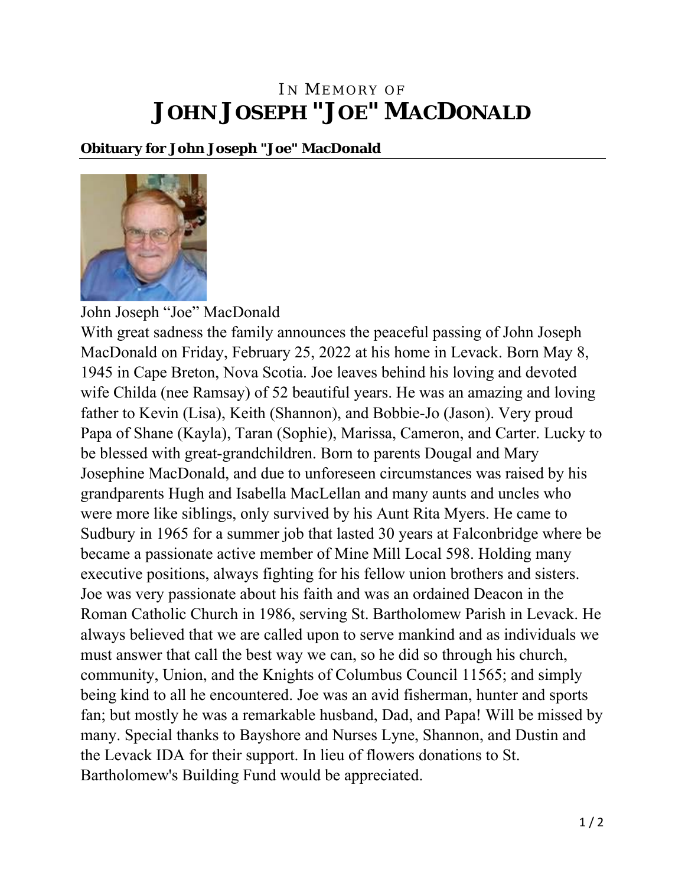# IN MEMORY OF JOHN JOSEPH "JOE" MACDONALD

**Obituary for John Joseph "Joe" MacDonald**

John Joseph “Joe” MacDonald

With great sadness the family announces the peaceful passing of John Joseph MacDonald on Friday, February 25, 2022 at his home in Levack. Born May 8, 1945 in Cape Breton, Nova Scotia. Joe leaves behind his loving and devoted wife Childa (nee Ramsay) of 52 beautiful years. He was an amazing and loving father to Kevin (Lisa), Keith (Shannon), and Bobbie-Jo (Jason). Very proud Papa of Shane (Kayla), Taran (Sophie), Marissa, Cameron, and Carter. Lucky to be blessed with great-grandchildren. Born to parents Dougal and Mary Josephine MacDonald, and due to unforeseen circumstances was raised by his grandparents Hugh and Isabella MacLellan and many aunts and uncles who were more like siblings, only survived by his Aunt Rita Myers. He came to Sudbury in 1965 for a summer job that lasted 30 years at Falconbridge where be became a passionate active member of Mine Mill Local 598. Holding many executive positions, always fighting for his fellow union brothers and sisters. Joe was very passionate about his faith and was an ordained Deacon in the Roman Catholic Church in 1986, serving St. Bartholomew Parish in Levack. He always believed that we are called upon to serve mankind and as individuals we must answer that call the best way we can, so he did so through his church, community, Union, and the Knights of Columbus Council 11565; and simply being kind to all he encountered. Joe was an avid fisherman, hunter and sports fan; but mostly he was a remarkable husband, Dad, and Papa! Will be missed by many. Special thanks to Bayshore and Nurses Lyne, Shannon, and Dustin and the Levack IDA for their support. In lieu of flowers donations to St. Bartholomew's Building Fund would be appreciated.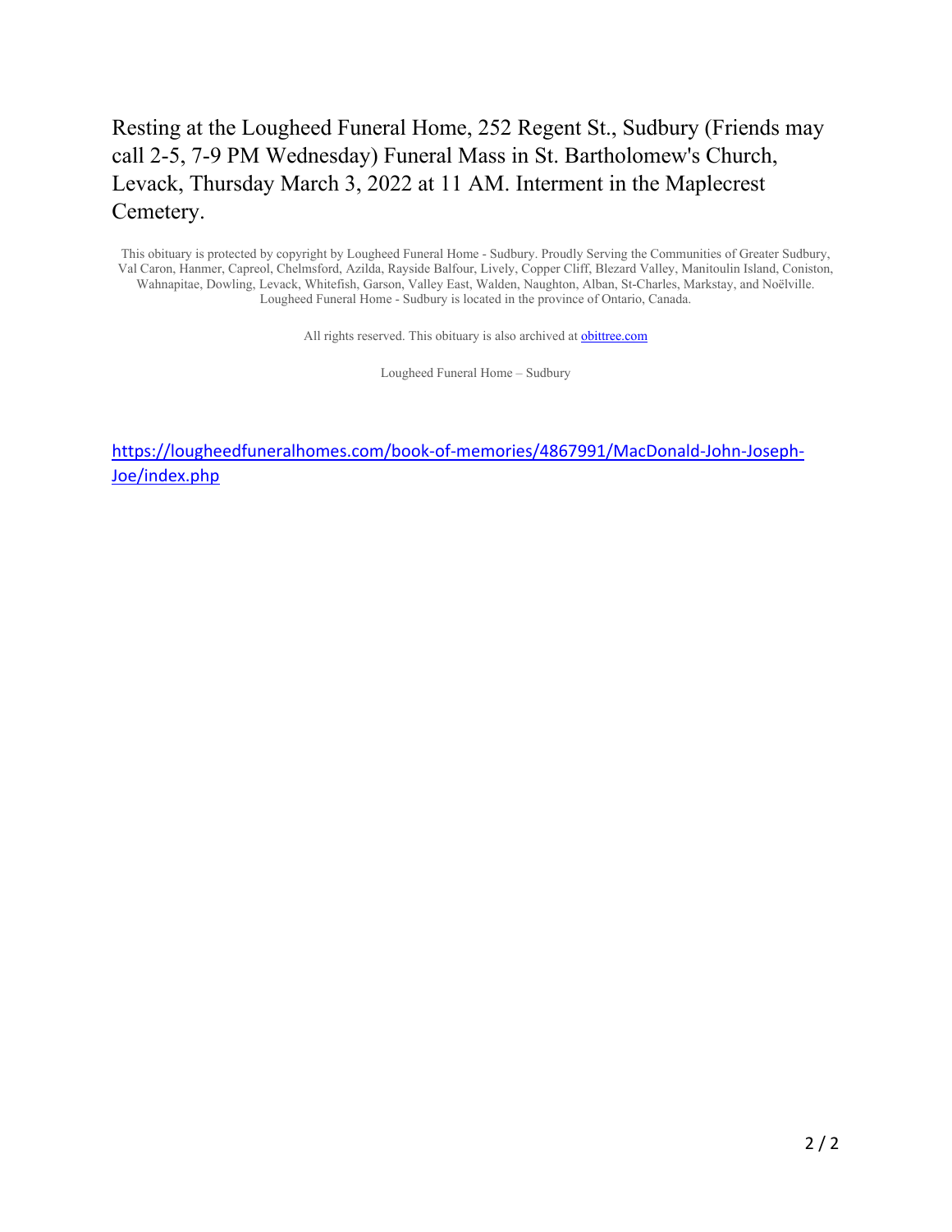Resting at the Lougheed Funeral Home, 252 Regent St., Sudbury (Friends may call 2-5, 7-9 PM Wednesday) Funeral Mass in St. Bartholomew's Church, Levack, Thursday March 3, 2022 at 11 AM. Interment in the Maplecrest Cemetery.

This obituary is protected by copyright by Lougheed Funeral Home - Sudbury. Proudly Serving the Communities of Greater Sudbury, Val Caron, Hanmer, Capreol, Chelmsford, Azilda, Rayside Balfour, Lively, Copper Cliff, Blezard Valley, Manitoulin Island, Coniston, Wahnapitae, Dowling, Levack, Whitefish, Garson, Valley East, Walden, Naughton, Alban, St-Charles, Markstay, and Noëlville. Lougheed Funeral Home - Sudbury is located in the province of Ontario, Canada.

All rights reserved. This obituary is also archived at [obittree.com](obittree.com)

Lougheed Funeral Home – Sudbury

[https://lougheedfuneralhomes.com/book-of-memories/4867991/MacDonald-John-Joseph-Joe/index.php](https://lougheedfuneralhomes.com/book-of-memories/4867991/MacDonald-John-Joseph-Joe/index.php)